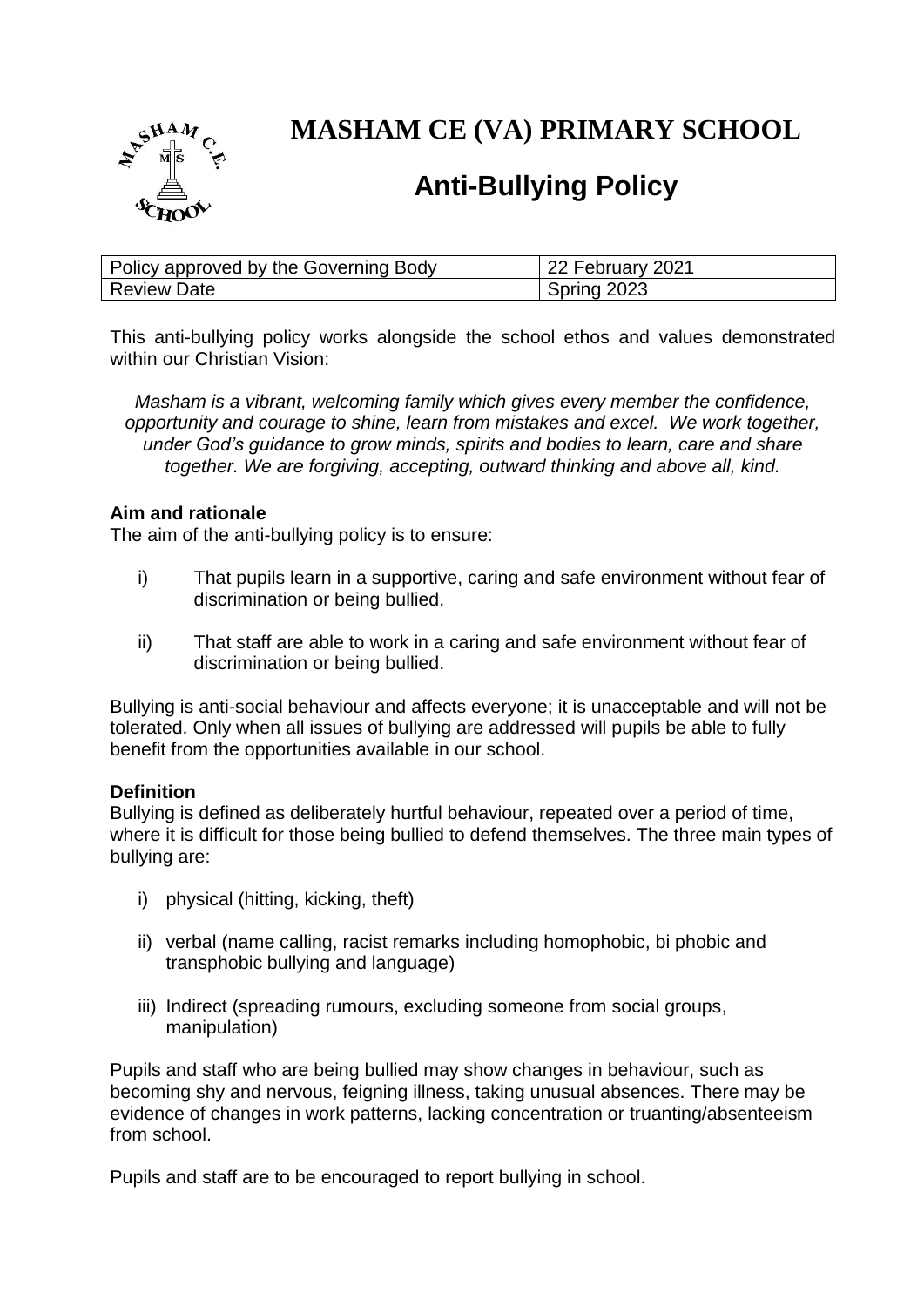# MASHAM CE (VA) PRIMARY SCHOOL

## Anti-Bullying Policy

| Policy approved by the Governing Body | 22 February 2021 |
|---|---|
| Review Date | Spring 2023 |

This anti-bullying policy works alongside the school ethos and values demonstrated within our Christian Vision:

*Masham is a vibrant, welcoming family which gives every member the confidence, opportunity and courage to shine, learn from mistakes and excel. We work together, under God's guidance to grow minds, spirits and bodies to learn, care and share together. We are forgiving, accepting, outward thinking and above all, kind.*

**Aim and rationale**

The aim of the anti-bullying policy is to ensure:

i) That pupils learn in a supportive, caring and safe environment without fear of discrimination or being bullied.

ii) That staff are able to work in a caring and safe environment without fear of discrimination or being bullied.

Bullying is anti-social behaviour and affects everyone; it is unacceptable and will not be tolerated. Only when all issues of bullying are addressed will pupils be able to fully benefit from the opportunities available in our school.

**Definition**

Bullying is defined as deliberately hurtful behaviour, repeated over a period of time, where it is difficult for those being bullied to defend themselves. The three main types of bullying are:

i) physical (hitting, kicking, theft)

ii) verbal (name calling, racist remarks including homophobic, bi phobic and transphobic bullying and language)

iii) Indirect (spreading rumours, excluding someone from social groups, manipulation)

Pupils and staff who are being bullied may show changes in behaviour, such as becoming shy and nervous, feigning illness, taking unusual absences. There may be evidence of changes in work patterns, lacking concentration or truanting/absenteeism from school.

Pupils and staff are to be encouraged to report bullying in school.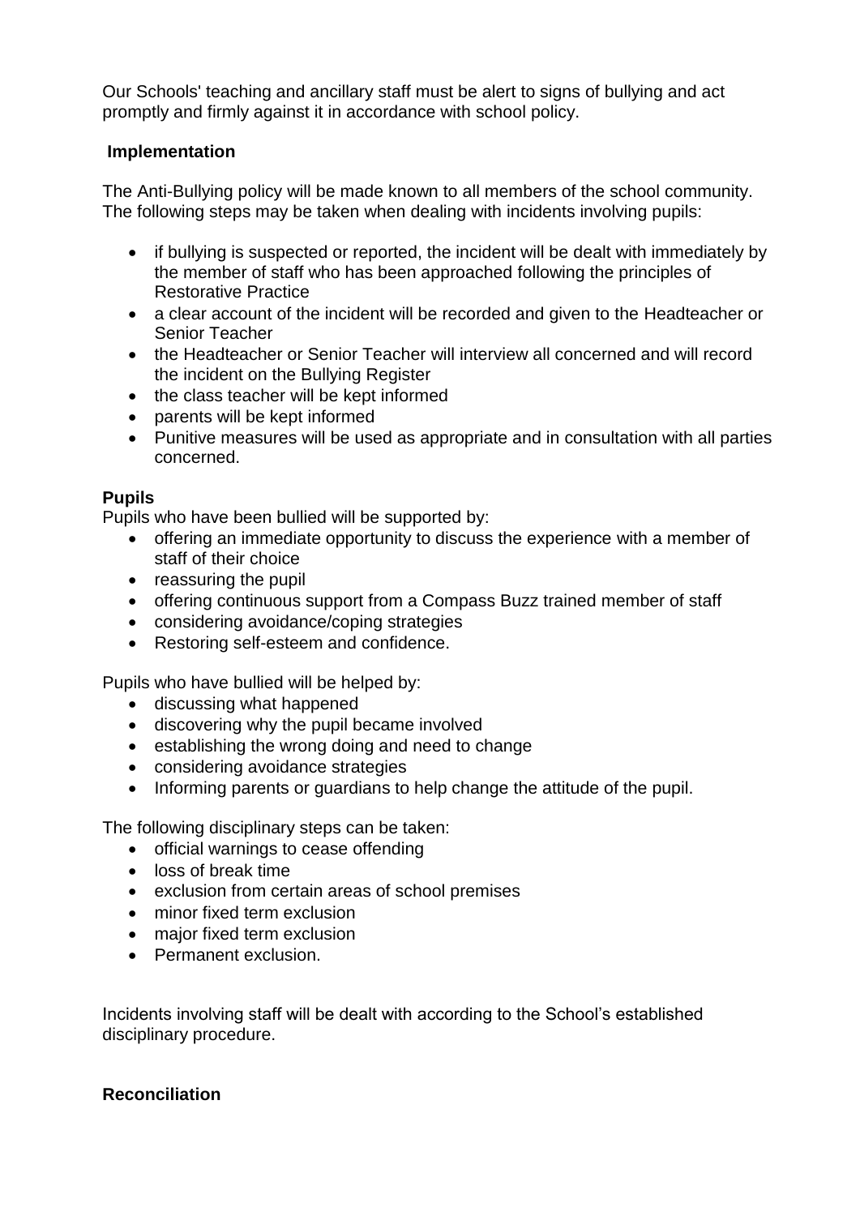Our Schools' teaching and ancillary staff must be alert to signs of bullying and act promptly and firmly against it in accordance with school policy.

**Implementation**

The Anti-Bullying policy will be made known to all members of the school community. The following steps may be taken when dealing with incidents involving pupils:

- if bullying is suspected or reported, the incident will be dealt with immediately by the member of staff who has been approached following the principles of Restorative Practice
- a clear account of the incident will be recorded and given to the Headteacher or Senior Teacher
- the Headteacher or Senior Teacher will interview all concerned and will record the incident on the Bullying Register
- the class teacher will be kept informed
- parents will be kept informed
- Punitive measures will be used as appropriate and in consultation with all parties concerned.

**Pupils**

Pupils who have been bullied will be supported by:

- offering an immediate opportunity to discuss the experience with a member of staff of their choice
- reassuring the pupil
- offering continuous support from a Compass Buzz trained member of staff
- considering avoidance/coping strategies
- Restoring self-esteem and confidence.

Pupils who have bullied will be helped by:

- discussing what happened
- discovering why the pupil became involved
- establishing the wrong doing and need to change
- considering avoidance strategies
- Informing parents or guardians to help change the attitude of the pupil.

The following disciplinary steps can be taken:

- official warnings to cease offending
- loss of break time
- exclusion from certain areas of school premises
- minor fixed term exclusion
- major fixed term exclusion
- Permanent exclusion.

Incidents involving staff will be dealt with according to the School's established disciplinary procedure.

**Reconciliation**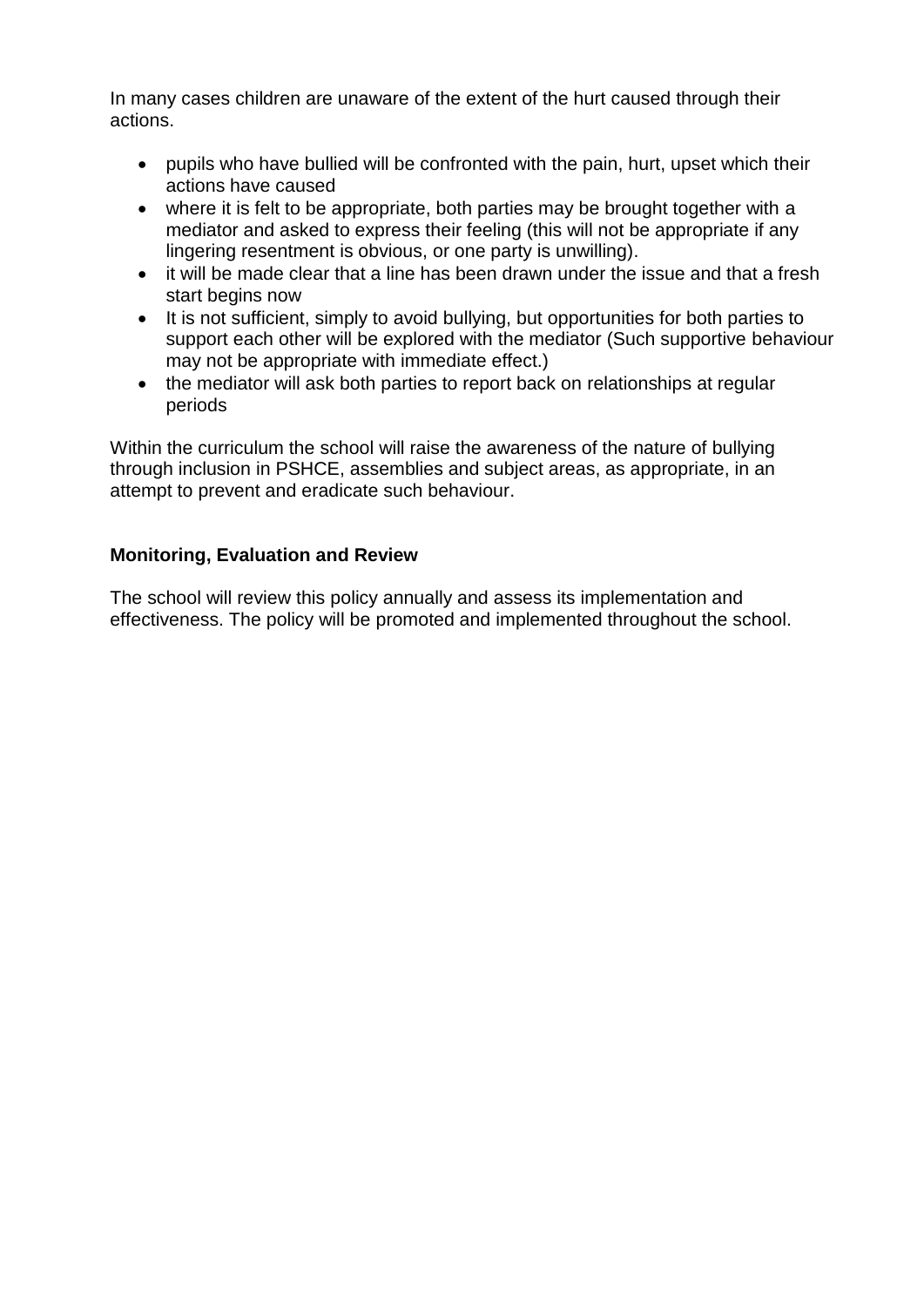In many cases children are unaware of the extent of the hurt caused through their actions.

- pupils who have bullied will be confronted with the pain, hurt, upset which their actions have caused
- where it is felt to be appropriate, both parties may be brought together with a mediator and asked to express their feeling (this will not be appropriate if any lingering resentment is obvious, or one party is unwilling).
- it will be made clear that a line has been drawn under the issue and that a fresh start begins now
- It is not sufficient, simply to avoid bullying, but opportunities for both parties to support each other will be explored with the mediator (Such supportive behaviour may not be appropriate with immediate effect.)
- the mediator will ask both parties to report back on relationships at regular periods

Within the curriculum the school will raise the awareness of the nature of bullying through inclusion in PSHCE, assemblies and subject areas, as appropriate, in an attempt to prevent and eradicate such behaviour.

**Monitoring, Evaluation and Review**

The school will review this policy annually and assess its implementation and effectiveness. The policy will be promoted and implemented throughout the school.